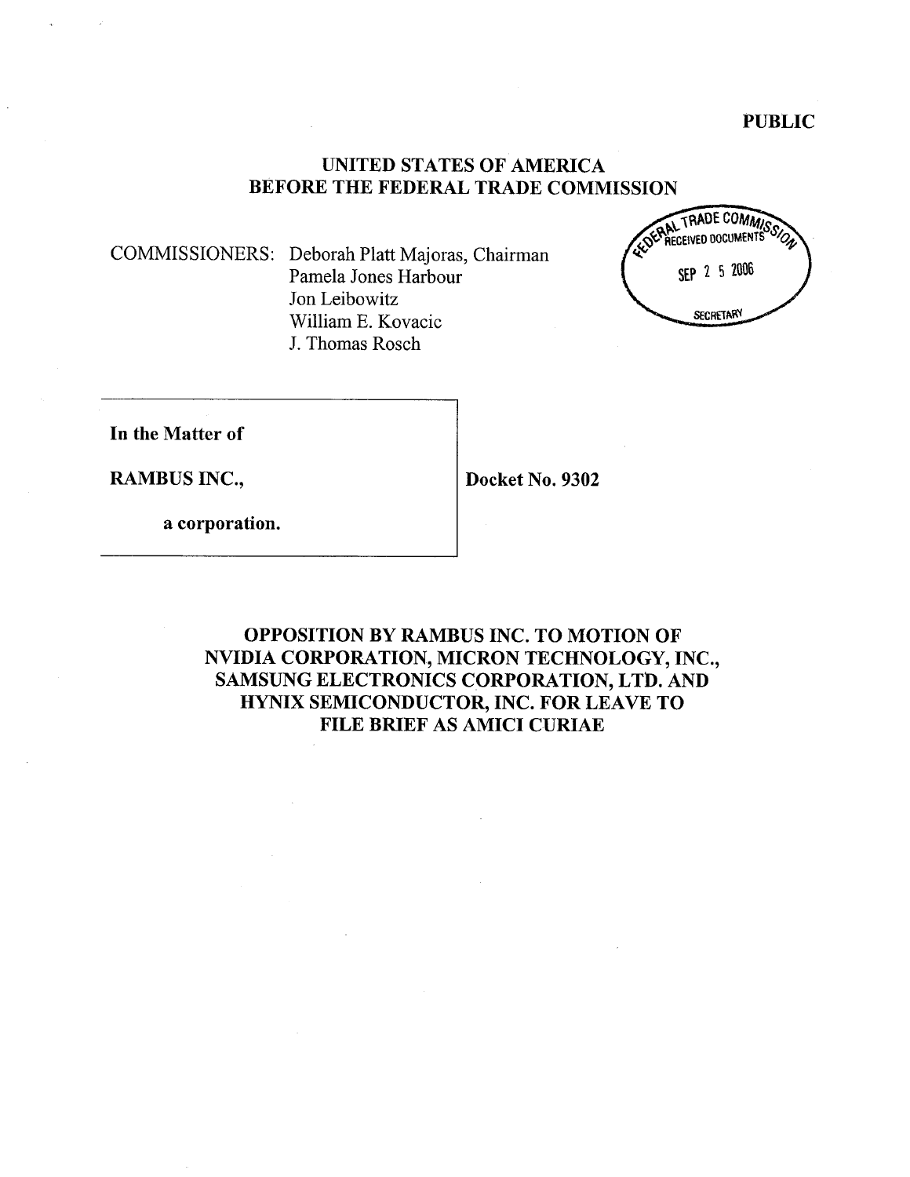PUBLIC

# UNITED STATES OF AMERICA
# BEFORE THE FEDERAL TRADE COMMISSION

FEDERAL TRADE COMMISSION RECEIVED DOCUMENTS SEP 25 2006 SECRETARY

COMMISSIONERS: Deborah Platt Majoras, Chairman
Pamela Jones Harbour
Jon Leibowitz
William E. Kovacic
J. Thomas Rosch

**In the Matter of**

**RAMBUS INC.,**

**a corporation.**

**Docket No. 9302**

## OPPOSITION BY RAMBUS INC. TO MOTION OF NVIDIA CORPORATION, MICRON TECHNOLOGY, INC., SAMSUNG ELECTRONICS CORPORATION, LTD. AND HYNIX SEMICONDUCTOR, INC. FOR LEAVE TO FILE BRIEF AS AMICI CURIAE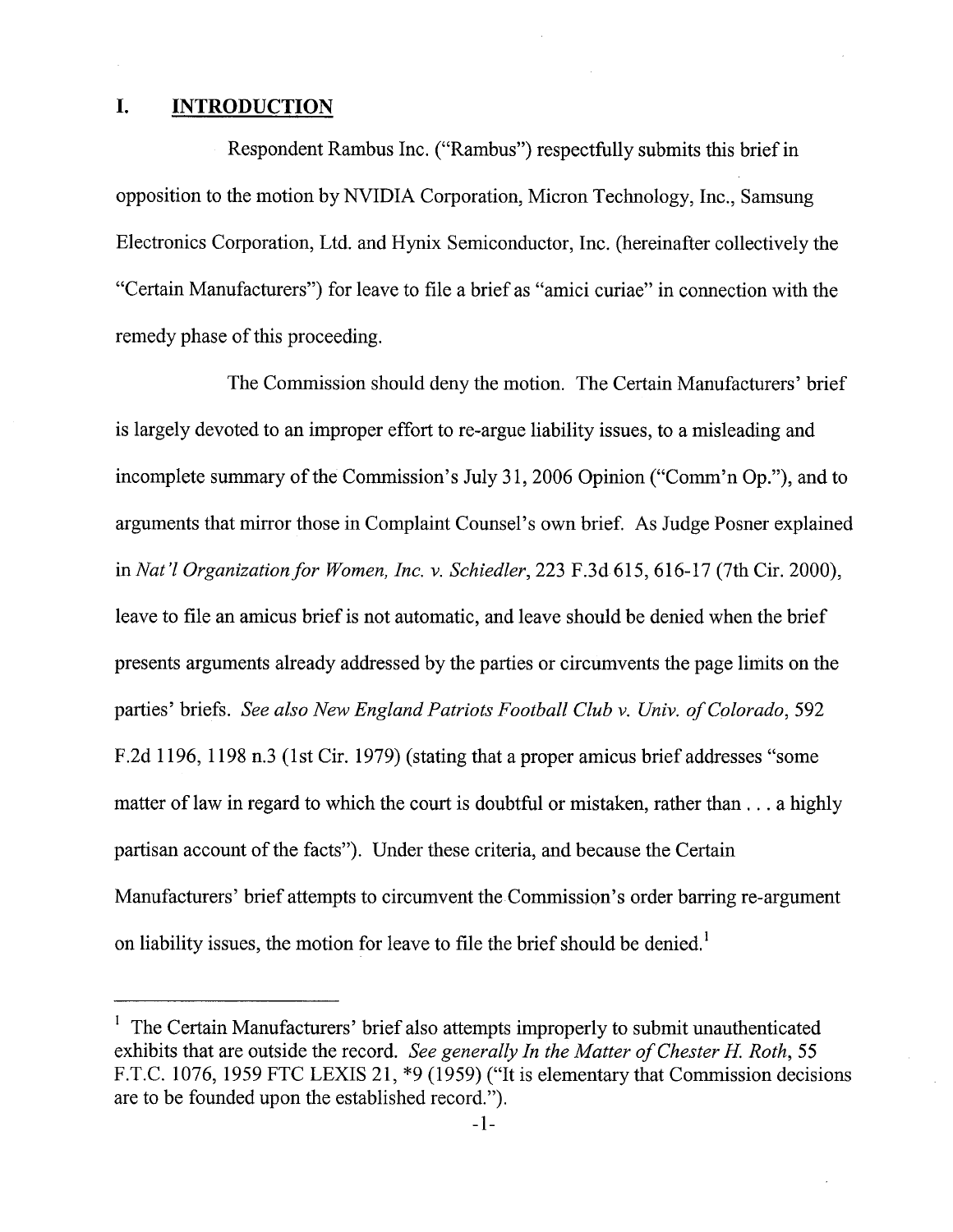## I. INTRODUCTION

Respondent Rambus Inc. ("Rambus") respectfully submits this brief in opposition to the motion by NVIDIA Corporation, Micron Technology, Inc., Samsung Electronics Corporation, Ltd. and Hynix Semiconductor, Inc. (hereinafter collectively the "Certain Manufacturers") for leave to file a brief as "amici curiae" in connection with the remedy phase of this proceeding.

The Commission should deny the motion. The Certain Manufacturers' brief is largely devoted to an improper effort to re-argue liability issues, to a misleading and incomplete summary of the Commission's July 31, 2006 Opinion ("Comm'n Op."), and to arguments that mirror those in Complaint Counsel's own brief. As Judge Posner explained in *Nat'l Organization for Women, Inc. v. Schiedler*, 223 F.3d 615, 616-17 (7th Cir. 2000), leave to file an amicus brief is not automatic, and leave should be denied when the brief presents arguments already addressed by the parties or circumvents the page limits on the parties' briefs. *See also New England Patriots Football Club v. Univ. of Colorado*, 592 F.2d 1196, 1198 n.3 (1st Cir. 1979) (stating that a proper amicus brief addresses "some matter of law in regard to which the court is doubtful or mistaken, rather than . . . a highly partisan account of the facts"). Under these criteria, and because the Certain Manufacturers' brief attempts to circumvent the Commission's order barring re-argument on liability issues, the motion for leave to file the brief should be denied.[1]

---

[1] The Certain Manufacturers' brief also attempts improperly to submit unauthenticated exhibits that are outside the record. *See generally In the Matter of Chester H. Roth*, 55 F.T.C. 1076, 1959 FTC LEXIS 21, *9 (1959) ("It is elementary that Commission decisions are to be founded upon the established record.").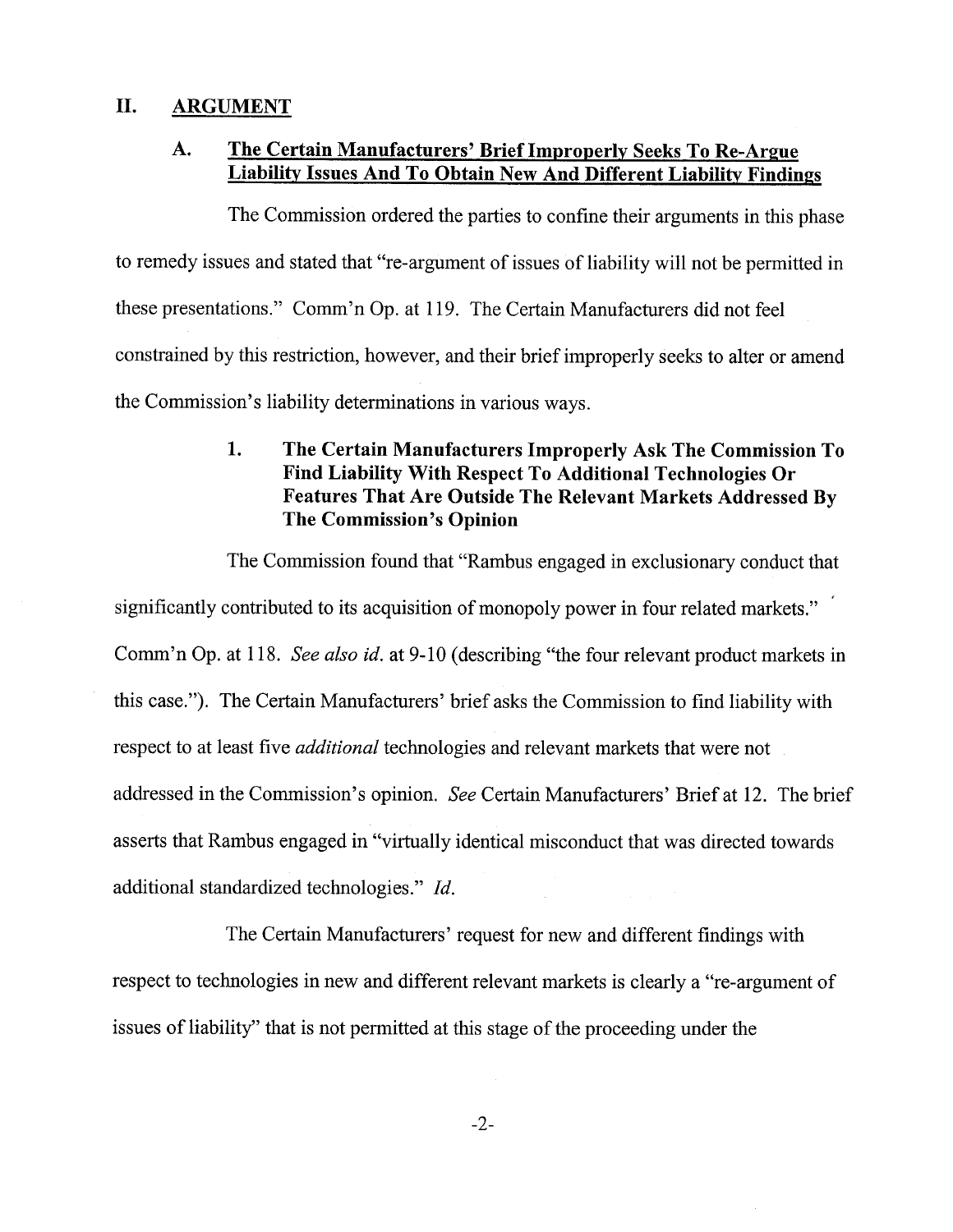## II. ARGUMENT

### A. The Certain Manufacturers' Brief Improperly Seeks To Re-Argue Liability Issues And To Obtain New And Different Liability Findings

The Commission ordered the parties to confine their arguments in this phase to remedy issues and stated that "re-argument of issues of liability will not be permitted in these presentations." Comm'n Op. at 119. The Certain Manufacturers did not feel constrained by this restriction, however, and their brief improperly seeks to alter or amend the Commission's liability determinations in various ways.

#### 1. The Certain Manufacturers Improperly Ask The Commission To Find Liability With Respect To Additional Technologies Or Features That Are Outside The Relevant Markets Addressed By The Commission's Opinion

The Commission found that "Rambus engaged in exclusionary conduct that significantly contributed to its acquisition of monopoly power in four related markets." Comm'n Op. at 118. *See also id.* at 9-10 (describing "the four relevant product markets in this case."). The Certain Manufacturers' brief asks the Commission to find liability with respect to at least five *additional* technologies and relevant markets that were not addressed in the Commission's opinion. *See* Certain Manufacturers' Brief at 12. The brief asserts that Rambus engaged in "virtually identical misconduct that was directed towards additional standardized technologies." *Id.*

The Certain Manufacturers' request for new and different findings with respect to technologies in new and different relevant markets is clearly a "re-argument of issues of liability" that is not permitted at this stage of the proceeding under the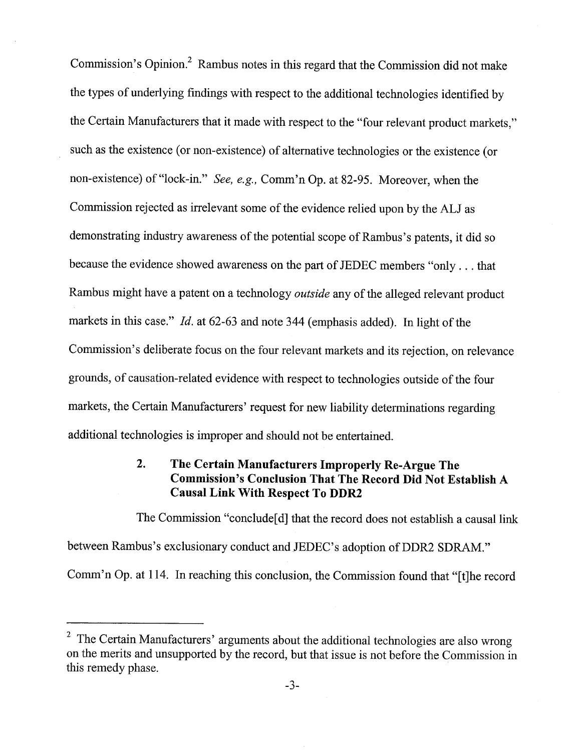Commission's Opinion.[2] Rambus notes in this regard that the Commission did not make the types of underlying findings with respect to the additional technologies identified by the Certain Manufacturers that it made with respect to the "four relevant product markets," such as the existence (or non-existence) of alternative technologies or the existence (or non-existence) of "lock-in." *See, e.g.,* Comm'n Op. at 82-95. Moreover, when the Commission rejected as irrelevant some of the evidence relied upon by the ALJ as demonstrating industry awareness of the potential scope of Rambus's patents, it did so because the evidence showed awareness on the part of JEDEC members "only . . . that Rambus might have a patent on a technology *outside* any of the alleged relevant product markets in this case." *Id.* at 62-63 and note 344 (emphasis added). In light of the Commission's deliberate focus on the four relevant markets and its rejection, on relevance grounds, of causation-related evidence with respect to technologies outside of the four markets, the Certain Manufacturers' request for new liability determinations regarding additional technologies is improper and should not be entertained.

### 2. The Certain Manufacturers Improperly Re-Argue The Commission's Conclusion That The Record Did Not Establish A Causal Link With Respect To DDR2

The Commission "conclude[d] that the record does not establish a causal link between Rambus's exclusionary conduct and JEDEC's adoption of DDR2 SDRAM." Comm'n Op. at 114. In reaching this conclusion, the Commission found that "[t]he record

---

[2] The Certain Manufacturers' arguments about the additional technologies are also wrong on the merits and unsupported by the record, but that issue is not before the Commission in this remedy phase.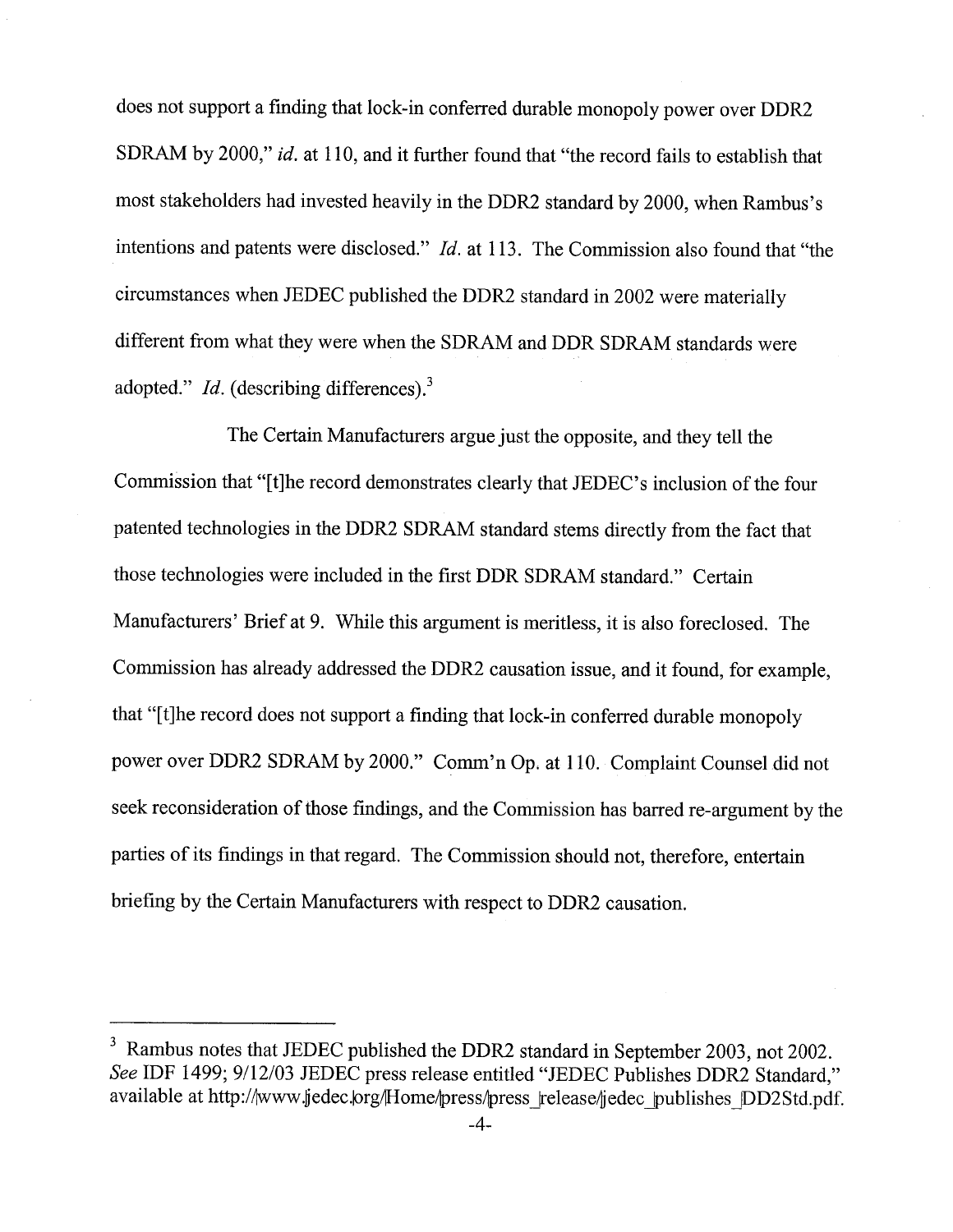does not support a finding that lock-in conferred durable monopoly power over DDR2 SDRAM by 2000," *id.* at 110, and it further found that "the record fails to establish that most stakeholders had invested heavily in the DDR2 standard by 2000, when Rambus's intentions and patents were disclosed." *Id.* at 113. The Commission also found that "the circumstances when JEDEC published the DDR2 standard in 2002 were materially different from what they were when the SDRAM and DDR SDRAM standards were adopted." *Id.* (describing differences).[3]

The Certain Manufacturers argue just the opposite, and they tell the Commission that "[t]he record demonstrates clearly that JEDEC's inclusion of the four patented technologies in the DDR2 SDRAM standard stems directly from the fact that those technologies were included in the first DDR SDRAM standard." Certain Manufacturers' Brief at 9. While this argument is meritless, it is also foreclosed. The Commission has already addressed the DDR2 causation issue, and it found, for example, that "[t]he record does not support a finding that lock-in conferred durable monopoly power over DDR2 SDRAM by 2000." Comm'n Op. at 110. Complaint Counsel did not seek reconsideration of those findings, and the Commission has barred re-argument by the parties of its findings in that regard. The Commission should not, therefore, entertain briefing by the Certain Manufacturers with respect to DDR2 causation.

---

[3] Rambus notes that JEDEC published the DDR2 standard in September 2003, not 2002. *See* IDF 1499; 9/12/03 JEDEC press release entitled "JEDEC Publishes DDR2 Standard," available at http://www.jedec.org/Home/press/press_release/jedec_publishes_DD2Std.pdf.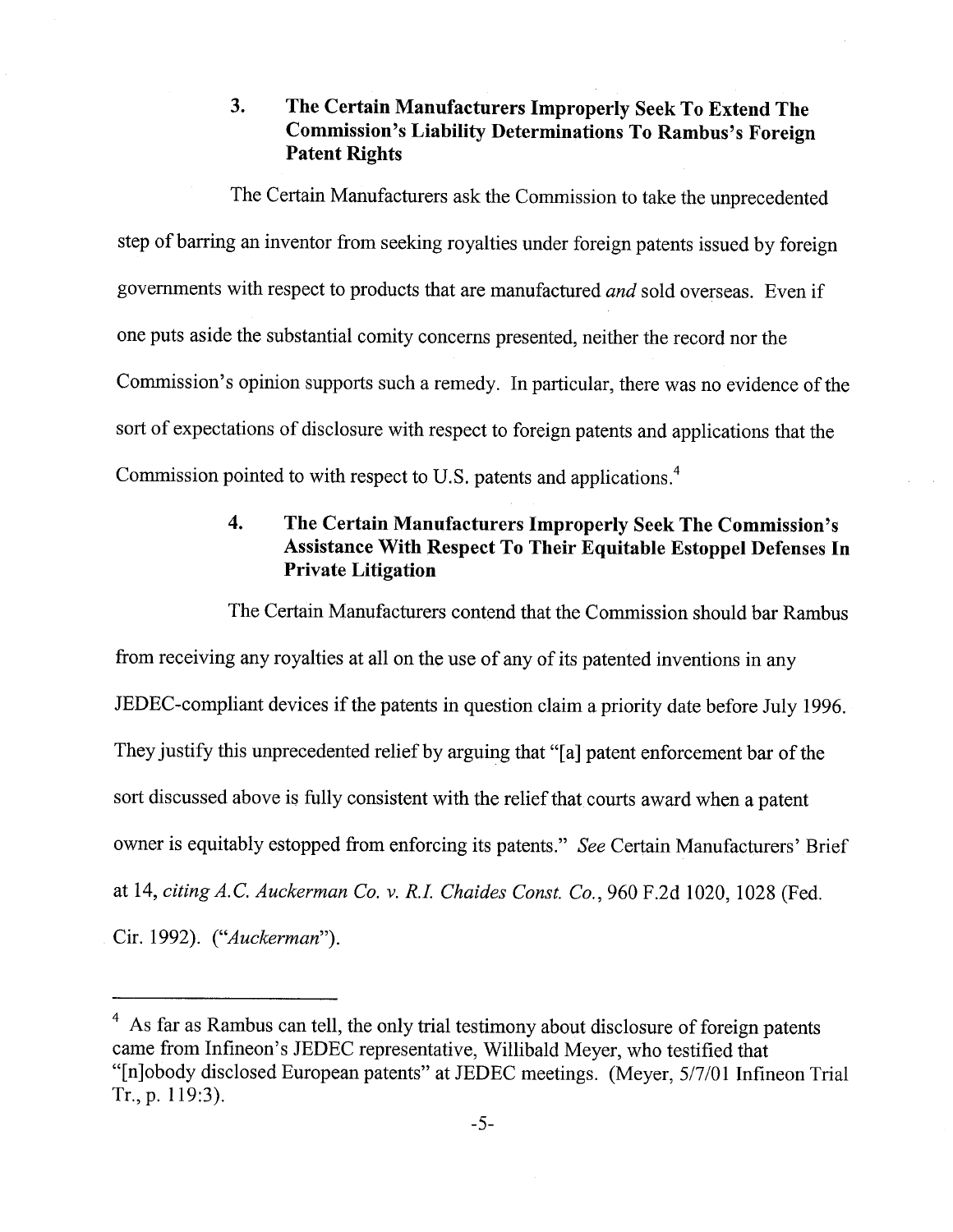### 3. The Certain Manufacturers Improperly Seek To Extend The Commission's Liability Determinations To Rambus's Foreign Patent Rights

The Certain Manufacturers ask the Commission to take the unprecedented step of barring an inventor from seeking royalties under foreign patents issued by foreign governments with respect to products that are manufactured *and* sold overseas. Even if one puts aside the substantial comity concerns presented, neither the record nor the Commission's opinion supports such a remedy. In particular, there was no evidence of the sort of expectations of disclosure with respect to foreign patents and applications that the Commission pointed to with respect to U.S. patents and applications.[4]

### 4. The Certain Manufacturers Improperly Seek The Commission's Assistance With Respect To Their Equitable Estoppel Defenses In Private Litigation

The Certain Manufacturers contend that the Commission should bar Rambus from receiving any royalties at all on the use of any of its patented inventions in any JEDEC-compliant devices if the patents in question claim a priority date before July 1996. They justify this unprecedented relief by arguing that "[a] patent enforcement bar of the sort discussed above is fully consistent with the relief that courts award when a patent owner is equitably estopped from enforcing its patents." *See* Certain Manufacturers' Brief at 14, *citing A.C. Auckerman Co. v. R.I. Chaides Const. Co.*, 960 F.2d 1020, 1028 (Fed. Cir. 1992). ("*Auckerman*").

---

[4] As far as Rambus can tell, the only trial testimony about disclosure of foreign patents came from Infineon's JEDEC representative, Willibald Meyer, who testified that "[n]obody disclosed European patents" at JEDEC meetings. (Meyer, 5/7/01 Infineon Trial Tr., p. 119:3).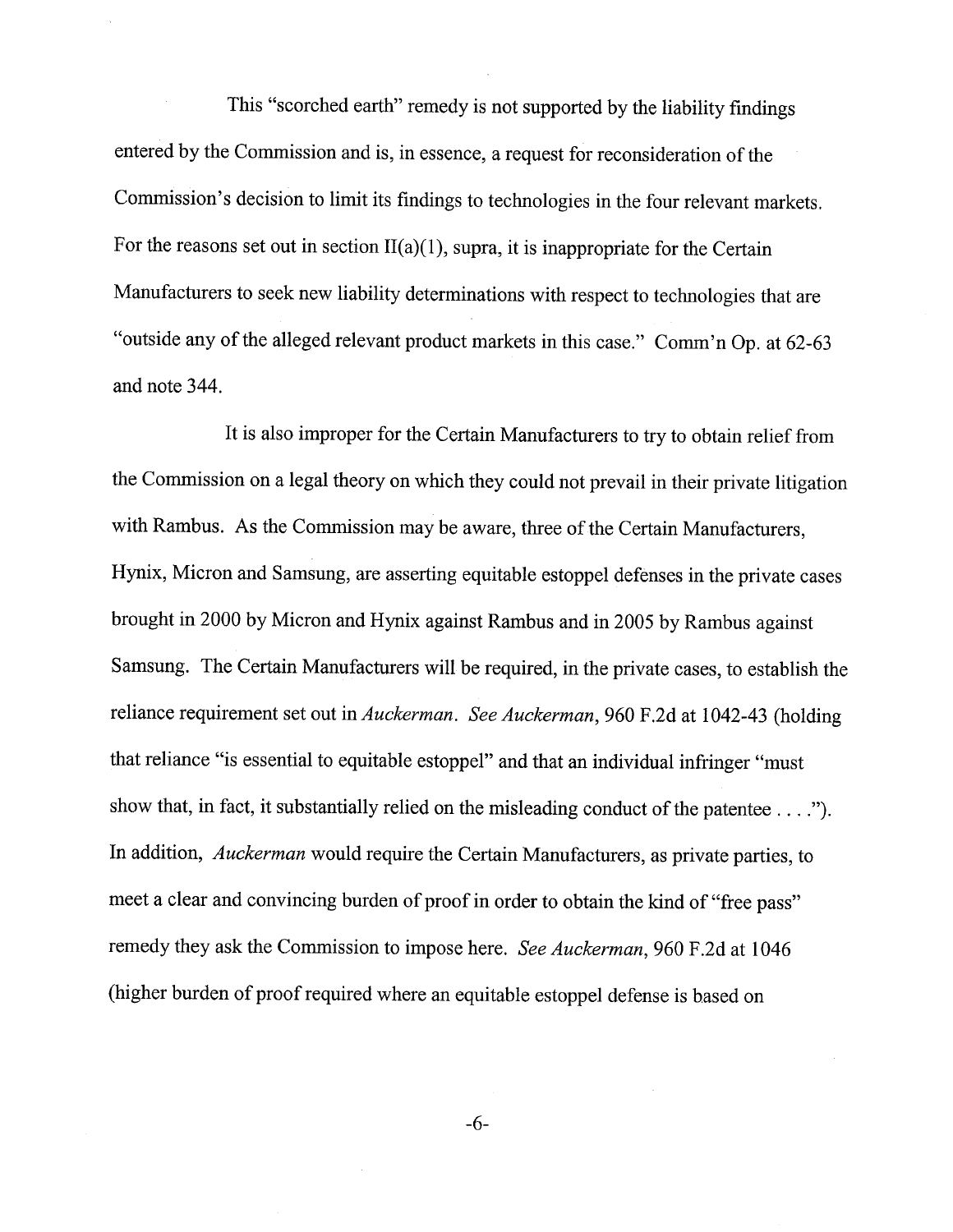This "scorched earth" remedy is not supported by the liability findings entered by the Commission and is, in essence, a request for reconsideration of the Commission's decision to limit its findings to technologies in the four relevant markets. For the reasons set out in section II(a)(1), supra, it is inappropriate for the Certain Manufacturers to seek new liability determinations with respect to technologies that are "outside any of the alleged relevant product markets in this case." Comm'n Op. at 62-63 and note 344.

It is also improper for the Certain Manufacturers to try to obtain relief from the Commission on a legal theory on which they could not prevail in their private litigation with Rambus. As the Commission may be aware, three of the Certain Manufacturers, Hynix, Micron and Samsung, are asserting equitable estoppel defenses in the private cases brought in 2000 by Micron and Hynix against Rambus and in 2005 by Rambus against Samsung. The Certain Manufacturers will be required, in the private cases, to establish the reliance requirement set out in *Auckerman*. *See Auckerman*, 960 F.2d at 1042-43 (holding that reliance "is essential to equitable estoppel" and that an individual infringer "must show that, in fact, it substantially relied on the misleading conduct of the patentee . . . ."). In addition, *Auckerman* would require the Certain Manufacturers, as private parties, to meet a clear and convincing burden of proof in order to obtain the kind of "free pass" remedy they ask the Commission to impose here. *See Auckerman*, 960 F.2d at 1046 (higher burden of proof required where an equitable estoppel defense is based on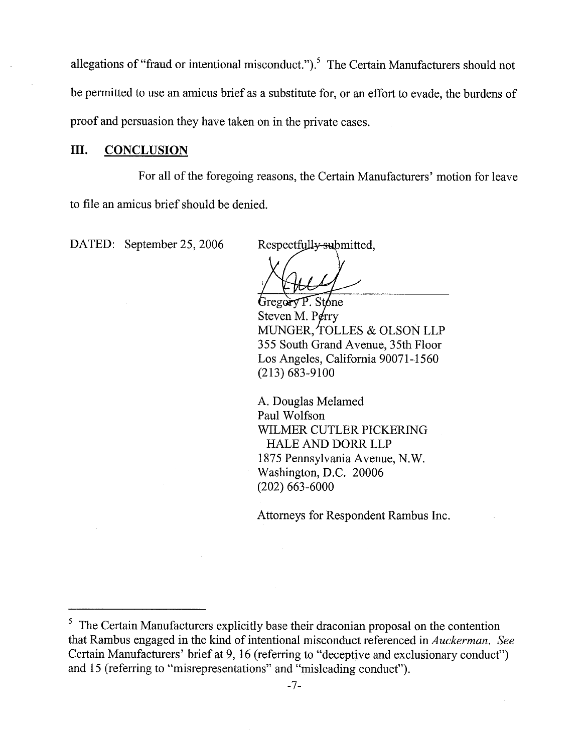allegations of "fraud or intentional misconduct.").[5] The Certain Manufacturers should not be permitted to use an amicus brief as a substitute for, or an effort to evade, the burdens of proof and persuasion they have taken on in the private cases.

## III. CONCLUSION

For all of the foregoing reasons, the Certain Manufacturers' motion for leave to file an amicus brief should be denied.

DATED: September 25, 2006

Respectfully submitted,

Gregory P. Stone
Steven M. Perry
MUNGER, TOLLES & OLSON LLP
355 South Grand Avenue, 35th Floor
Los Angeles, California 90071-1560
(213) 683-9100

A. Douglas Melamed
Paul Wolfson
WILMER CUTLER PICKERING
HALE AND DORR LLP
1875 Pennsylvania Avenue, N.W.
Washington, D.C. 20006
(202) 663-6000

Attorneys for Respondent Rambus Inc.

---

[5] The Certain Manufacturers explicitly base their draconian proposal on the contention that Rambus engaged in the kind of intentional misconduct referenced in *Auckerman*. *See* Certain Manufacturers' brief at 9, 16 (referring to "deceptive and exclusionary conduct") and 15 (referring to "misrepresentations" and "misleading conduct").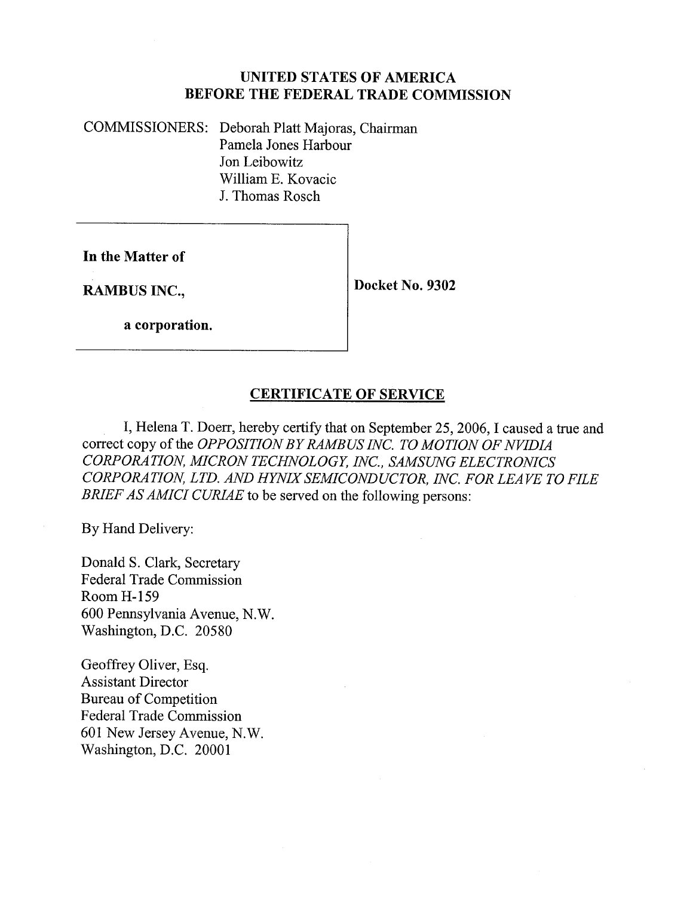**UNITED STATES OF AMERICA**
**BEFORE THE FEDERAL TRADE COMMISSION**

COMMISSIONERS: Deborah Platt Majoras, Chairman
Pamela Jones Harbour
Jon Leibowitz
William E. Kovacic
J. Thomas Rosch

| | |
|---|---|
| **In the Matter of**<br><br>**RAMBUS INC.,**<br><br>**a corporation.** | **Docket No. 9302** |

## CERTIFICATE OF SERVICE

I, Helena T. Doerr, hereby certify that on September 25, 2006, I caused a true and correct copy of the *OPPOSITION BY RAMBUS INC. TO MOTION OF NVIDIA CORPORATION, MICRON TECHNOLOGY, INC., SAMSUNG ELECTRONICS CORPORATION, LTD. AND HYNIX SEMICONDUCTOR, INC. FOR LEAVE TO FILE BRIEF AS AMICI CURIAE* to be served on the following persons:

By Hand Delivery:

Donald S. Clark, Secretary
Federal Trade Commission
Room H-159
600 Pennsylvania Avenue, N.W.
Washington, D.C. 20580

Geoffrey Oliver, Esq.
Assistant Director
Bureau of Competition
Federal Trade Commission
601 New Jersey Avenue, N.W.
Washington, D.C. 20001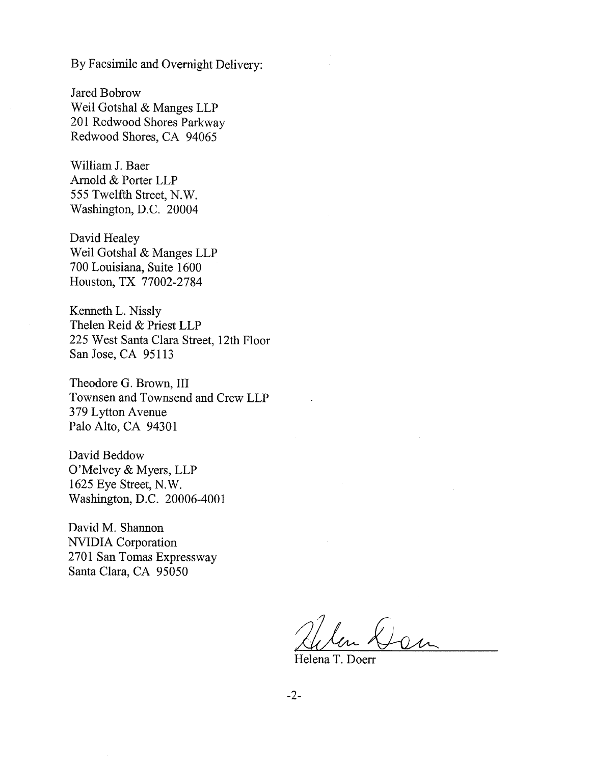By Facsimile and Overnight Delivery:

Jared Bobrow
Weil Gotshal & Manges LLP
201 Redwood Shores Parkway
Redwood Shores, CA 94065

William J. Baer
Arnold & Porter LLP
555 Twelfth Street, N.W.
Washington, D.C. 20004

David Healey
Weil Gotshal & Manges LLP
700 Louisiana, Suite 1600
Houston, TX 77002-2784

Kenneth L. Nissly
Thelen Reid & Priest LLP
225 West Santa Clara Street, 12th Floor
San Jose, CA 95113

Theodore G. Brown, III
Townsen and Townsend and Crew LLP
379 Lytton Avenue
Palo Alto, CA 94301

David Beddow
O'Melvey & Myers, LLP
1625 Eye Street, N.W.
Washington, D.C. 20006-4001

David M. Shannon
NVIDIA Corporation
2701 San Tomas Expressway
Santa Clara, CA 95050

Helena T. Doerr